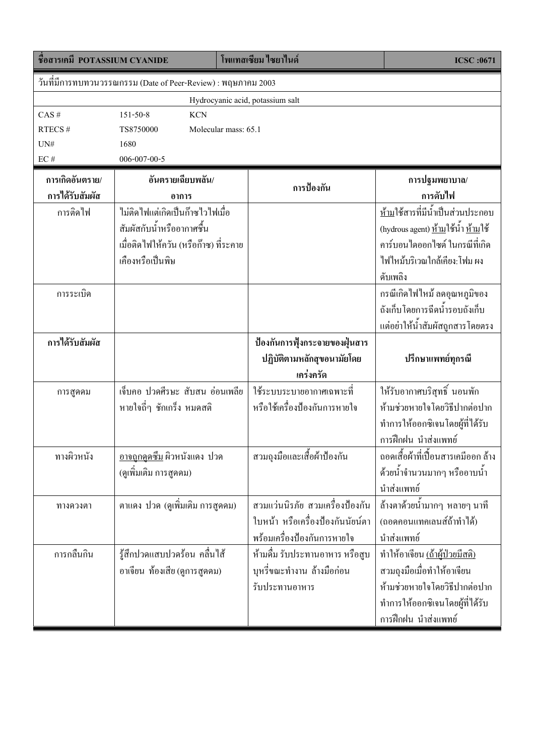| ชื่อสารเคมี POTASSIUM CYANIDE | | โพแทสเซียม ไซยาไนด์ | ICSC :0671 |
|---|---|---|---|

วันที่มีการทบทวนวรรณกรรม (Date of Peer-Review) : พฤษภาคม 2003

Hydrocyanic acid, potassium salt

| | | |
|---|---|---|
| CAS # | 151-50-8 | KCN |
| RTECS # | TS8750000 | Molecular mass: 65.1 |
| UN# | 1680 | |
| EC # | 006-007-00-5 | |

| การเกิดอันตราย/ การได้รับสัมผัส | อันตรายเฉียบพลัน/ อาการ | การป้องกัน | การปฐมพยาบาล/ การดับไฟ |
|---|---|---|---|
| การติดไฟ | ไม่ติดไฟแต่เกิดเป็นก๊าซไวไฟเมื่อสัมผัสกับน้ำหรืออากาศชื้น เมื่อติดไฟให้ควัน (หรือก๊าซ) ที่ระคายเคืองหรือเป็นพิษ | | <u>ห้าม</u>ใช้สารที่มีน้ำเป็นส่วนประกอบ (hydrous agent) <u>ห้าม</u>ใช้น้ำ <u>ห้าม</u>ใช้คาร์บอนไดออกไซด์ ในกรณีที่เกิดไฟไหม้บริเวณใกล้เคียง: โฟม ผงดับเพลิง |
| การระเบิด | | | กรณีเกิดไฟไหม้ ลดอุณหภูมิของถังเก็บโดยการฉีดน้ำรอบถังเก็บ แต่อย่าให้น้ำสัมผัสถูกสารโดยตรง |
| **การได้รับสัมผัส** | | **ป้องกันการฟุ้งกระจายของฝุ่นสาร ปฏิบัติตามหลักสุขอนามัยโดยเคร่งครัด** | **ปรึกษาแพทย์ทุกกรณี** |
| การสูดดม | เจ็บคอ ปวดศีรษะ สับสน อ่อนเพลีย หายใจถี่ๆ ชักเกร็ง หมดสติ | ใช้ระบบระบายอากาศเฉพาะที่ หรือใช้เครื่องป้องกันการหายใจ | ให้รับอากาศบริสุทธิ์ นอนพัก ห้ามช่วยหายใจโดยวิธีปากต่อปาก ทำการให้ออกซิเจนโดยผู้ที่ได้รับการฝึกฝน นำส่งแพทย์ |
| ทางผิวหนัง | <u>อาจถูกดูดซึม</u> ผิวหนังแดง ปวด (ดูเพิ่มเติม การสูดดม) | สวมถุงมือและเสื้อผ้าป้องกัน | ถอดเสื้อผ้าที่เปื้อนสารเคมีออก ล้างด้วยน้ำจำนวนมากๆ หรืออาบน้ำ นำส่งแพทย์ |
| ทางดวงตา | ตาแดง ปวด (ดูเพิ่มเติม การสูดดม) | สวมแว่นนิรภัย สวมเครื่องป้องกันใบหน้า หรือเครื่องป้องกันนัยน์ตาพร้อมเครื่องป้องกันการหายใจ | ล้างตาด้วยน้ำมากๆ หลายๆ นาที (ถอดคอนแทคเลนส์ถ้าทำได้) นำส่งแพทย์ |
| การกลืนกิน | รู้สึกปวดแสบปวดร้อน คลื่นไส้ อาเจียน ท้องเสีย (ดูการสูดดม) | ห้ามดื่ม รับประทานอาหาร หรือสูบบุหรี่ขณะทำงาน ล้างมือก่อนรับประทานอาหาร | ทำให้อาเจียน <u>(ถ้าผู้ป่วยมีสติ)</u> สวมถุงมือเมื่อทำให้อาเจียน ห้ามช่วยหายใจโดยวิธีปากต่อปาก ทำการให้ออกซิเจนโดยผู้ที่ได้รับการฝึกฝน นำส่งแพทย์ |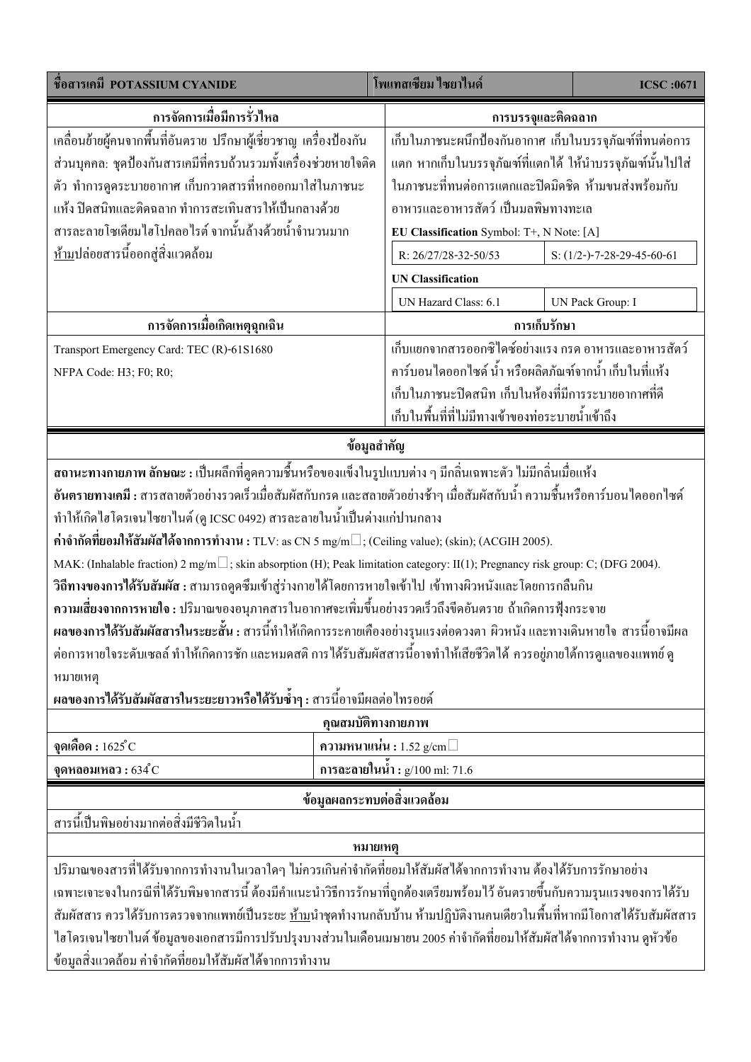| ชื่อสารเคมี POTASSIUM CYANIDE | โพแทสเซียม ไซยาไนด์ | ICSC :0671 |
|---|---|---|

## การจัดการเมื่อมีการรั่วไหล

เคลื่อนย้ายผู้คนจากพื้นที่อันตราย ปรึกษาผู้เชี่ยวชาญ เครื่องป้องกันส่วนบุคคล: ชุดป้องกันสารเคมีที่ครบถ้วนรวมทั้งเครื่องช่วยหายใจติดตัว ทำการดูดระบายอากาศ เก็บกวาดสารที่หกออกมาใส่ในภาชนะแห้ง ปิดสนิทและติดฉลาก ทำการสะเทินสารให้เป็นกลางด้วยสารละลายโซเดียมไฮโปคลอไรต์ จากนั้นล้างด้วยน้ำจำนวนมาก <u>ห้าม</u>ปล่อยสารนี้ออกสู่สิ่งแวดล้อม

## การบรรจุและติดฉลาก

เก็บในภาชนะผนึกป้องกันอากาศ เก็บในบรรจุภัณฑ์ที่ทนต่อการแตก หากเก็บในบรรจุภัณฑ์ที่แตกได้ ให้นำบรรจุภัณฑ์นั้นไปใส่ในภาชนะที่ทนต่อการแตกและปิดมิดชิด ห้ามขนส่งพร้อมกับอาหารและอาหารสัตว์ เป็นมลพิษทางทะเล

**EU Classification** Symbol: T+, N Note: [A]

| R: 26/27/28-32-50/53 | S: (1/2-)-7-28-29-45-60-61 |
|---|---|

**UN Classification**

| UN Hazard Class: 6.1 | UN Pack Group: I |
|---|---|

## การจัดการเมื่อเกิดเหตุฉุกเฉิน

Transport Emergency Card: TEC (R)-61S1680

NFPA Code: H3; F0; R0;

## การเก็บรักษา

เก็บแยกจากสารออกซิไดซ์อย่างแรง กรด อาหารและอาหารสัตว์ คาร์บอนไดออกไซด์ น้ำ หรือผลิตภัณฑ์จากน้ำ เก็บในที่แห้ง เก็บในภาชนะปิดสนิท เก็บในห้องที่มีการระบายอากาศที่ดี เก็บในพื้นที่ที่ไม่มีทางเข้าของท่อระบายน้ำเข้าถึง

## ข้อมูลสำคัญ

**สถานะทางกายภาพ ลักษณะ :** เป็นผลึกที่ดูดความชื้นหรือของแข็งในรูปแบบต่าง ๆ มีกลิ่นเฉพาะตัว ไม่มีกลิ่นเมื่อแห้ง

**อันตรายทางเคมี :** สารสลายตัวอย่างรวดเร็วเมื่อสัมผัสกับกรด และสลายตัวอย่างช้าๆ เมื่อสัมผัสกับน้ำ ความชื้นหรือคาร์บอนไดออกไซด์ ทำให้เกิดไฮโดรเจนไซยาไนด์ (ดู ICSC 0492) สารละลายในน้ำเป็นด่างแก่ปานกลาง

**ค่าจำกัดที่ยอมให้สัมผัสได้จากการทำงาน :** TLV: as CN 5 mg/m$^3$; (Ceiling value); (skin); (ACGIH 2005).

MAK: (Inhalable fraction) 2 mg/m$^3$; skin absorption (H); Peak limitation category: II(1); Pregnancy risk group: C; (DFG 2004).

**วิถีทางของการได้รับสัมผัส :** สามารถดูดซึมเข้าสู่ร่างกายได้โดยการหายใจเข้าไป เข้าทางผิวหนังและโดยการกลืนกิน

**ความเสี่ยงจากการหายใจ :** ปริมาณของอนุภาคสารในอากาศจะเพิ่มขึ้นอย่างรวดเร็วถึงขีดอันตราย ถ้าเกิดการฟุ้งกระจาย

**ผลของการได้รับสัมผัสสารในระยะสั้น :** สารนี้ทำให้เกิดการระคายเคืองอย่างรุนแรงต่อดวงตา ผิวหนัง และทางเดินหายใจ สารนี้อาจมีผลต่อการหายใจระดับเซลล์ ทำให้เกิดการชัก และหมดสติ การได้รับสัมผัสสารนี้อาจทำให้เสียชีวิตได้ ควรอยู่ภายใต้การดูแลของแพทย์ ดูหมายเหตุ

**ผลของการได้รับสัมผัสสารในระยะยาวหรือได้รับซ้ำๆ :** สารนี้อาจมีผลต่อไทรอยด์

## คุณสมบัติทางกายภาพ

| จุดเดือด : 1625°C | ความหนาแน่น : 1.52 g/cm$^3$ |
|---|---|
| จุดหลอมเหลว : 634°C | การละลายในน้ำ : g/100 ml: 71.6 |

## ข้อมูลผลกระทบต่อสิ่งแวดล้อม

สารนี้เป็นพิษอย่างมากต่อสิ่งมีชีวิตในน้ำ

## หมายเหตุ

ปริมาณของสารที่ได้รับจากการทำงานในเวลาใดๆ ไม่ควรเกินค่าจำกัดที่ยอมให้สัมผัสได้จากการทำงาน ต้องได้รับการรักษาอย่างเฉพาะเจาะจงในกรณีที่ได้รับพิษจากสารนี้ ต้องมีคำแนะนำวิธีการรักษาที่ถูกต้องเตรียมพร้อมไว้ อันตรายขึ้นกับความรุนแรงของการได้รับสัมผัสสาร ควรได้รับการตรวจจากแพทย์เป็นระยะ <u>ห้าม</u>นำชุดทำงานกลับบ้าน ห้ามปฏิบัติงานคนเดียวในพื้นที่หากมีโอกาสได้รับสัมผัสสารไฮโดรเจนไซยาไนด์ ข้อมูลของเอกสารมีการปรับปรุงบางส่วนในเดือนเมษายน 2005 ค่าจำกัดที่ยอมให้สัมผัสได้จากการทำงาน ดูหัวข้อข้อมูลสิ่งแวดล้อม ค่าจำกัดที่ยอมให้สัมผัสได้จากการทำงาน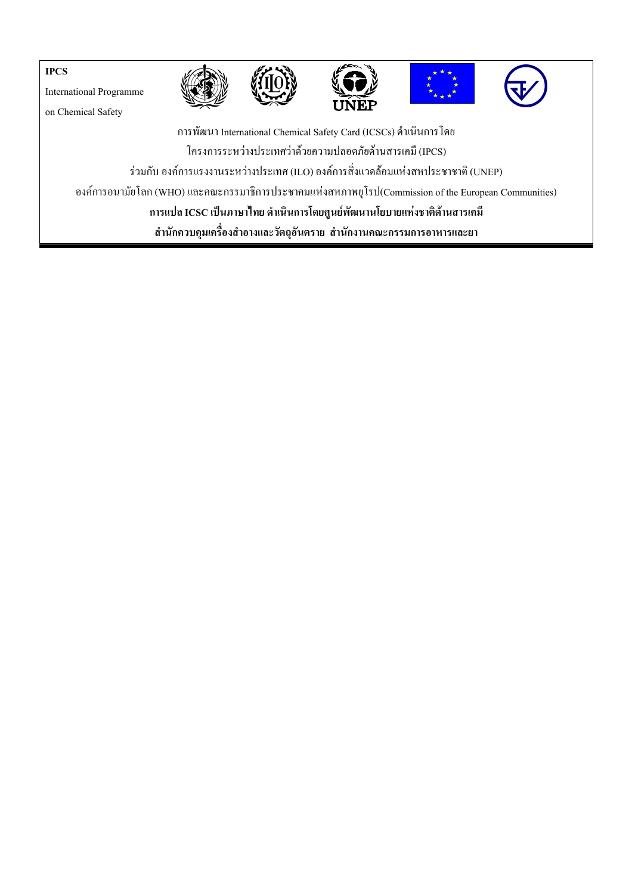**IPCS**

International Programme

on Chemical Safety

การพัฒนา International Chemical Safety Card (ICSCs) ดำเนินการ โดย

โครงการระหว่างประเทศว่าด้วยความปลอดภัยด้านสารเคมี (IPCS)

ร่วมกับ องค์การแรงงานระหว่างประเทศ (ILO) องค์การสิ่งแวดล้อมแห่งสหประชาชาติ (UNEP)

องค์การอนามัยโลก (WHO) และคณะกรรมาธิการประชาคมแห่งสหภาพยุโรป(Commission of the European Communities)

**การแปล ICSC เป็นภาษาไทย ดำเนินการโดยศูนย์พัฒนานโยบายแห่งชาติด้านสารเคมี**

**สำนักควบคุมเครื่องสำอางและวัตถุอันตราย สำนักงานคณะกรรมการอาหารและยา**